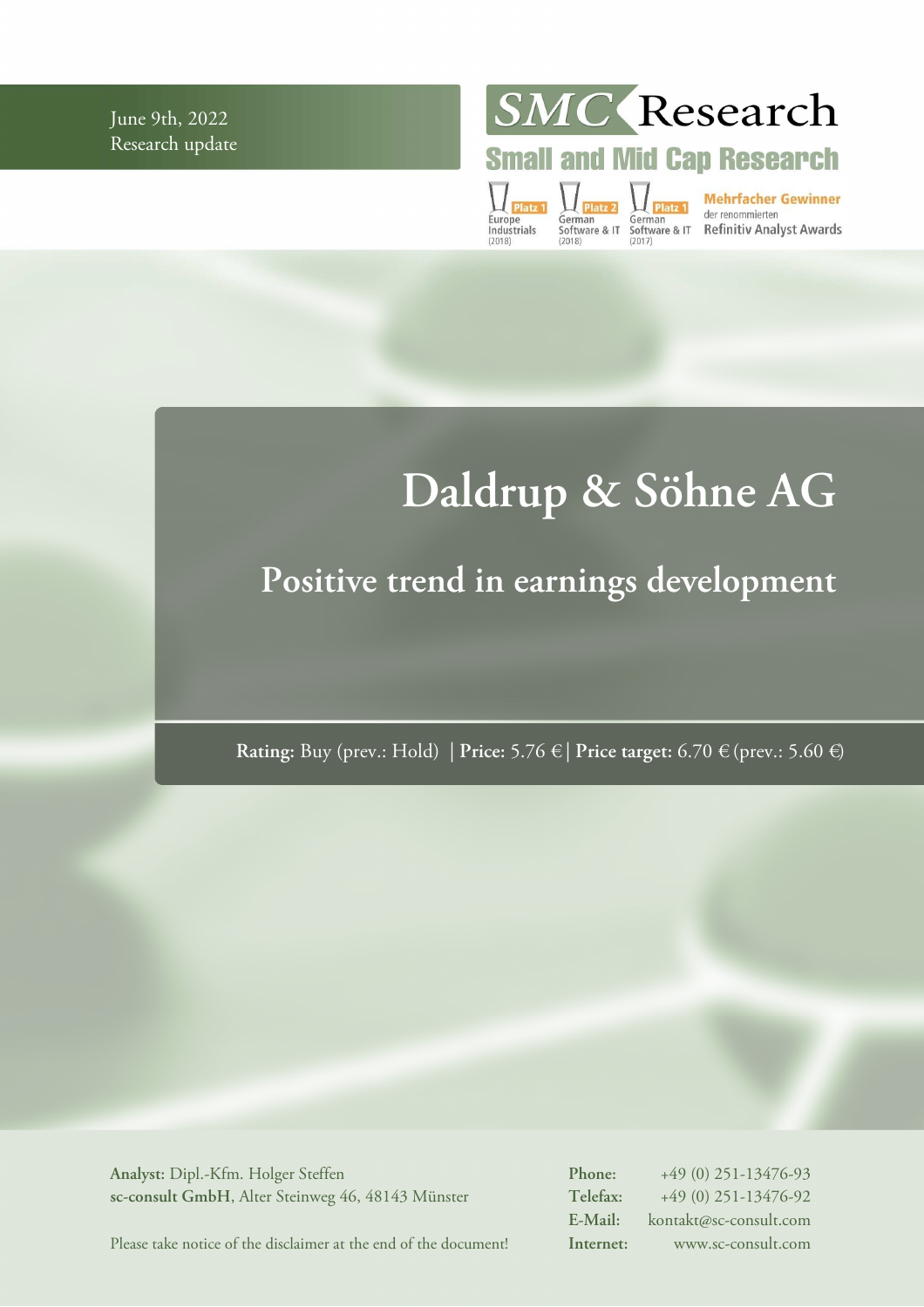June 9th, 2022
Research update

SMC Research
Small and Mid Cap Research

Platz 1 Europe Industrials (2018) | Platz 2 German Software & IT (2018) | Platz 1 German Software & IT (2017)

Mehrfacher Gewinner der renommierten Refinitiv Analyst Awards

# Daldrup & Söhne AG

## Positive trend in earnings development

**Rating:** Buy (prev.: Hold) | **Price:** 5.76 € | **Price target:** 6.70 € (prev.: 5.60 €)

**Analyst:** Dipl.-Kfm. Holger Steffen
**sc-consult GmbH**, Alter Steinweg 46, 48143 Münster

Please take notice of the disclaimer at the end of the document!

**Phone:** +49 (0) 251-13476-93
**Telefax:** +49 (0) 251-13476-92
**E-Mail:** kontakt@sc-consult.com
**Internet:** www.sc-consult.com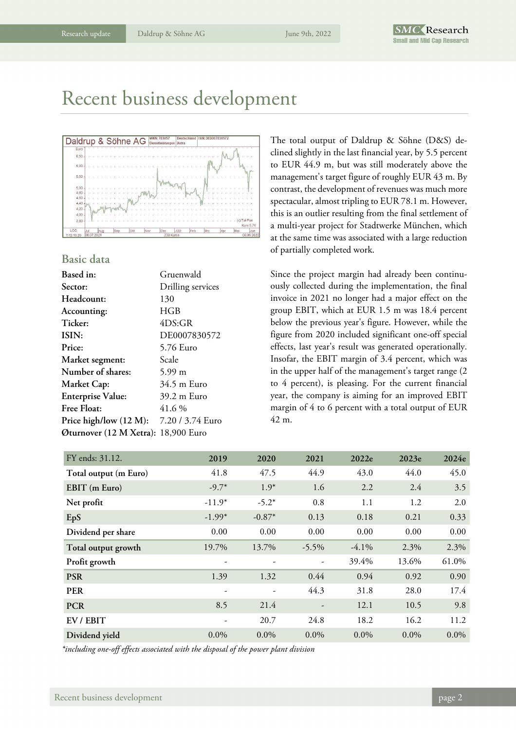# Recent business development

The total output of Daldrup & Söhne (D&S) declined slightly in the last financial year, by 5.5 percent to EUR 44.9 m, but was still moderately above the management's target figure of roughly EUR 43 m. By contrast, the development of revenues was much more spectacular, almost tripling to EUR 78.1 m. However, this is an outlier resulting from the final settlement of a multi-year project for Stadtwerke München, which at the same time was associated with a large reduction of partially completed work.

Since the project margin had already been continuously collected during the implementation, the final invoice in 2021 no longer had a major effect on the group EBIT, which at EUR 1.5 m was 18.4 percent below the previous year's figure. However, while the figure from 2020 included significant one-off special effects, last year's result was generated operationally. Insofar, the EBIT margin of 3.4 percent, which was in the upper half of the management's target range (2 to 4 percent), is pleasing. For the current financial year, the company is aiming for an improved EBIT margin of 4 to 6 percent with a total output of EUR 42 m.

## Basic data

| | |
|---|---|
| **Based in:** | Gruenwald |
| **Sector:** | Drilling services |
| **Headcount:** | 130 |
| **Accounting:** | HGB |
| **Ticker:** | 4DS:GR |
| **ISIN:** | DE0007830572 |
| **Price:** | 5.76 Euro |
| **Market segment:** | Scale |
| **Number of shares:** | 5.99 m |
| **Market Cap:** | 34.5 m Euro |
| **Enterprise Value:** | 39.2 m Euro |
| **Free Float:** | 41.6 % |
| **Price high/low (12 M):** | 7.20 / 3.74 Euro |
| **Øturnover (12 M Xetra):** | 18,900 Euro |

| FY ends: 31.12. | 2019 | 2020 | 2021 | 2022e | 2023e | 2024e |
|---|---|---|---|---|---|---|
| **Total output (m Euro)** | 41.8 | 47.5 | 44.9 | 43.0 | 44.0 | 45.0 |
| **EBIT (m Euro)** | -9.7* | 1.9* | 1.6 | 2.2 | 2.4 | 3.5 |
| **Net profit** | -11.9* | -5.2* | 0.8 | 1.1 | 1.2 | 2.0 |
| **EpS** | -1.99* | -0.87* | 0.13 | 0.18 | 0.21 | 0.33 |
| **Dividend per share** | 0.00 | 0.00 | 0.00 | 0.00 | 0.00 | 0.00 |
| **Total output growth** | 19.7% | 13.7% | -5.5% | -4.1% | 2.3% | 2.3% |
| **Profit growth** | - | - | - | 39.4% | 13.6% | 61.0% |
| **PSR** | 1.39 | 1.32 | 0.44 | 0.94 | 0.92 | 0.90 |
| **PER** | - | - | 44.3 | 31.8 | 28.0 | 17.4 |
| **PCR** | 8.5 | 21.4 | - | 12.1 | 10.5 | 9.8 |
| **EV / EBIT** | - | 20.7 | 24.8 | 18.2 | 16.2 | 11.2 |
| **Dividend yield** | 0.0% | 0.0% | 0.0% | 0.0% | 0.0% | 0.0% |

*\*including one-off effects associated with the disposal of the power plant division*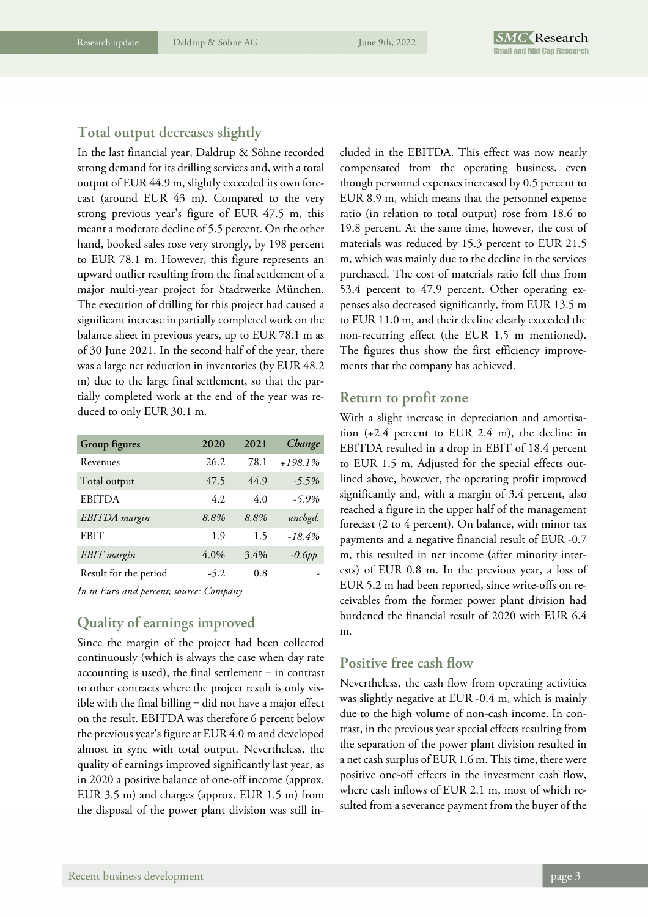## Total output decreases slightly

In the last financial year, Daldrup & Söhne recorded strong demand for its drilling services and, with a total output of EUR 44.9 m, slightly exceeded its own forecast (around EUR 43 m). Compared to the very strong previous year's figure of EUR 47.5 m, this meant a moderate decline of 5.5 percent. On the other hand, booked sales rose very strongly, by 198 percent to EUR 78.1 m. However, this figure represents an upward outlier resulting from the final settlement of a major multi-year project for Stadtwerke München. The execution of drilling for this project had caused a significant increase in partially completed work on the balance sheet in previous years, up to EUR 78.1 m as of 30 June 2021. In the second half of the year, there was a large net reduction in inventories (by EUR 48.2 m) due to the large final settlement, so that the partially completed work at the end of the year was reduced to only EUR 30.1 m.

| Group figures | 2020 | 2021 | Change |
|---|---|---|---|
| Revenues | 26.2 | 78.1 | *+198.1%* |
| Total output | 47.5 | 44.9 | *-5.5%* |
| EBITDA | 4.2 | 4.0 | *-5.9%* |
| *EBITDA margin* | *8.8%* | *8.8%* | *unchgd.* |
| EBIT | 1.9 | 1.5 | *-18.4%* |
| *EBIT margin* | 4.0% | 3.4% | *-0.6pp.* |
| Result for the period | -5.2 | 0.8 | - |

*In m Euro and percent; source: Company*

## Quality of earnings improved

Since the margin of the project had been collected continuously (which is always the case when day rate accounting is used), the final settlement – in contrast to other contracts where the project result is only visible with the final billing – did not have a major effect on the result. EBITDA was therefore 6 percent below the previous year's figure at EUR 4.0 m and developed almost in sync with total output. Nevertheless, the quality of earnings improved significantly last year, as in 2020 a positive balance of one-off income (approx. EUR 3.5 m) and charges (approx. EUR 1.5 m) from the disposal of the power plant division was still included in the EBITDA. This effect was now nearly compensated from the operating business, even though personnel expenses increased by 0.5 percent to EUR 8.9 m, which means that the personnel expense ratio (in relation to total output) rose from 18.6 to 19.8 percent. At the same time, however, the cost of materials was reduced by 15.3 percent to EUR 21.5 m, which was mainly due to the decline in the services purchased. The cost of materials ratio fell thus from 53.4 percent to 47.9 percent. Other operating expenses also decreased significantly, from EUR 13.5 m to EUR 11.0 m, and their decline clearly exceeded the non-recurring effect (the EUR 1.5 m mentioned). The figures thus show the first efficiency improvements that the company has achieved.

## Return to profit zone

With a slight increase in depreciation and amortisation (+2.4 percent to EUR 2.4 m), the decline in EBITDA resulted in a drop in EBIT of 18.4 percent to EUR 1.5 m. Adjusted for the special effects outlined above, however, the operating profit improved significantly and, with a margin of 3.4 percent, also reached a figure in the upper half of the management forecast (2 to 4 percent). On balance, with minor tax payments and a negative financial result of EUR -0.7 m, this resulted in net income (after minority interests) of EUR 0.8 m. In the previous year, a loss of EUR 5.2 m had been reported, since write-offs on receivables from the former power plant division had burdened the financial result of 2020 with EUR 6.4 m.

## Positive free cash flow

Nevertheless, the cash flow from operating activities was slightly negative at EUR -0.4 m, which is mainly due to the high volume of non-cash income. In contrast, in the previous year special effects resulting from the separation of the power plant division resulted in a net cash surplus of EUR 1.6 m. This time, there were positive one-off effects in the investment cash flow, where cash inflows of EUR 2.1 m, most of which resulted from a severance payment from the buyer of the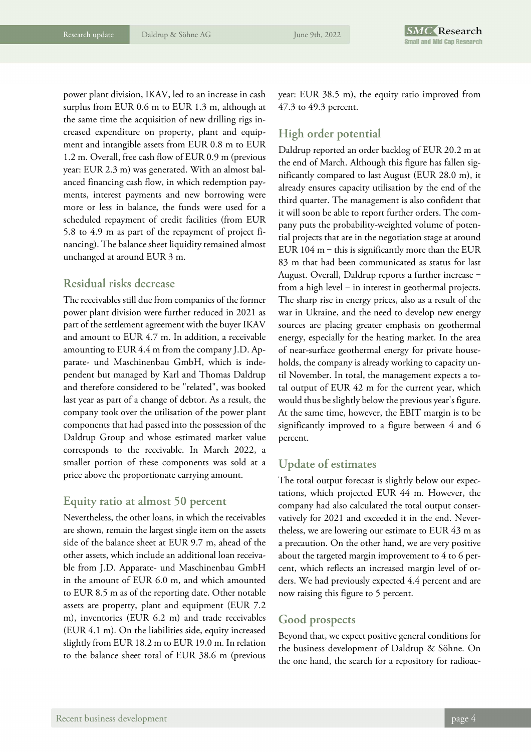power plant division, IKAV, led to an increase in cash surplus from EUR 0.6 m to EUR 1.3 m, although at the same time the acquisition of new drilling rigs increased expenditure on property, plant and equipment and intangible assets from EUR 0.8 m to EUR 1.2 m. Overall, free cash flow of EUR 0.9 m (previous year: EUR 2.3 m) was generated. With an almost balanced financing cash flow, in which redemption payments, interest payments and new borrowing were more or less in balance, the funds were used for a scheduled repayment of credit facilities (from EUR 5.8 to 4.9 m as part of the repayment of project financing). The balance sheet liquidity remained almost unchanged at around EUR 3 m.

## Residual risks decrease

The receivables still due from companies of the former power plant division were further reduced in 2021 as part of the settlement agreement with the buyer IKAV and amount to EUR 4.7 m. In addition, a receivable amounting to EUR 4.4 m from the company J.D. Apparate- und Maschinenbau GmbH, which is independent but managed by Karl and Thomas Daldrup and therefore considered to be "related", was booked last year as part of a change of debtor. As a result, the company took over the utilisation of the power plant components that had passed into the possession of the Daldrup Group and whose estimated market value corresponds to the receivable. In March 2022, a smaller portion of these components was sold at a price above the proportionate carrying amount.

## Equity ratio at almost 50 percent

Nevertheless, the other loans, in which the receivables are shown, remain the largest single item on the assets side of the balance sheet at EUR 9.7 m, ahead of the other assets, which include an additional loan receivable from J.D. Apparate- und Maschinenbau GmbH in the amount of EUR 6.0 m, and which amounted to EUR 8.5 m as of the reporting date. Other notable assets are property, plant and equipment (EUR 7.2 m), inventories (EUR 6.2 m) and trade receivables (EUR 4.1 m). On the liabilities side, equity increased slightly from EUR 18.2 m to EUR 19.0 m. In relation to the balance sheet total of EUR 38.6 m (previous year: EUR 38.5 m), the equity ratio improved from 47.3 to 49.3 percent.

## High order potential

Daldrup reported an order backlog of EUR 20.2 m at the end of March. Although this figure has fallen significantly compared to last August (EUR 28.0 m), it already ensures capacity utilisation by the end of the third quarter. The management is also confident that it will soon be able to report further orders. The company puts the probability-weighted volume of potential projects that are in the negotiation stage at around EUR 104 m – this is significantly more than the EUR 83 m that had been communicated as status for last August. Overall, Daldrup reports a further increase – from a high level – in interest in geothermal projects. The sharp rise in energy prices, also as a result of the war in Ukraine, and the need to develop new energy sources are placing greater emphasis on geothermal energy, especially for the heating market. In the area of near-surface geothermal energy for private households, the company is already working to capacity until November. In total, the management expects a total output of EUR 42 m for the current year, which would thus be slightly below the previous year's figure. At the same time, however, the EBIT margin is to be significantly improved to a figure between 4 and 6 percent.

## Update of estimates

The total output forecast is slightly below our expectations, which projected EUR 44 m. However, the company had also calculated the total output conservatively for 2021 and exceeded it in the end. Nevertheless, we are lowering our estimate to EUR 43 m as a precaution. On the other hand, we are very positive about the targeted margin improvement to 4 to 6 percent, which reflects an increased margin level of orders. We had previously expected 4.4 percent and are now raising this figure to 5 percent.

## Good prospects

Beyond that, we expect positive general conditions for the business development of Daldrup & Söhne. On the one hand, the search for a repository for radioac-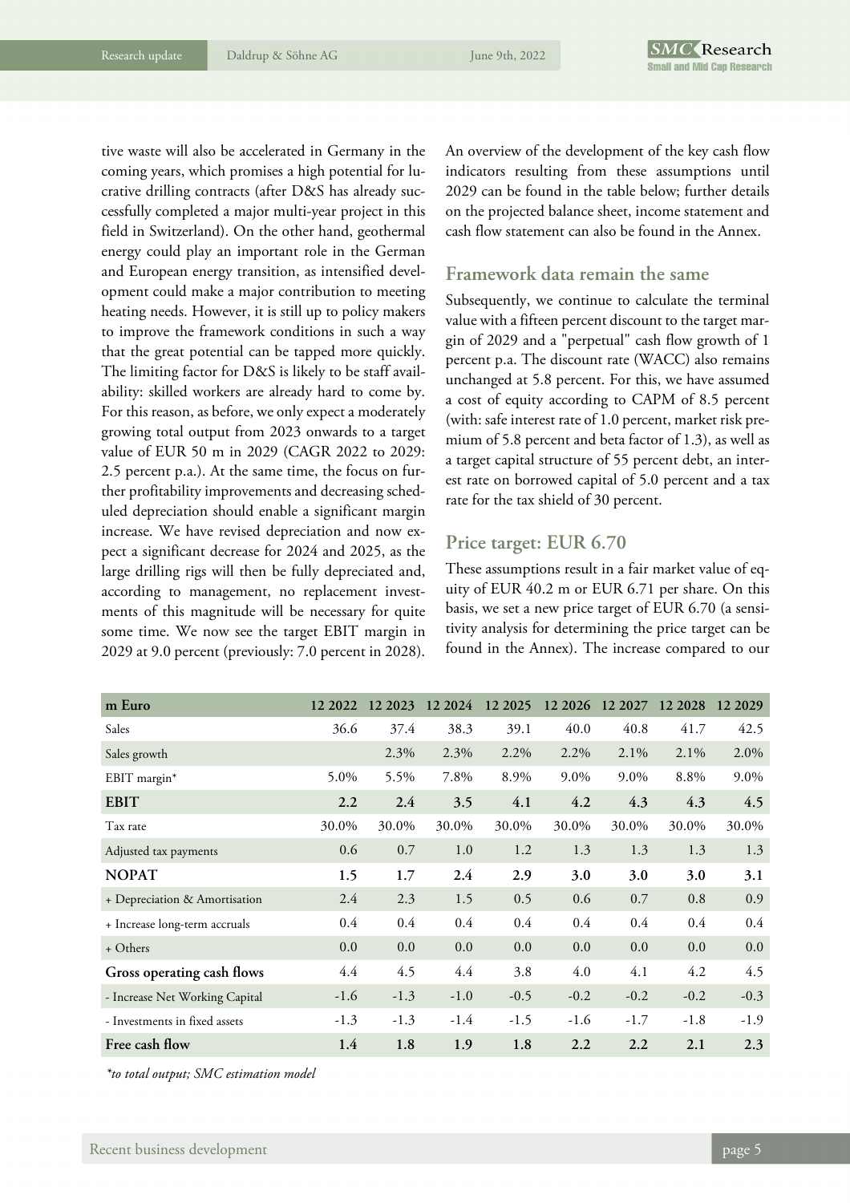tive waste will also be accelerated in Germany in the coming years, which promises a high potential for lucrative drilling contracts (after D&S has already successfully completed a major multi-year project in this field in Switzerland). On the other hand, geothermal energy could play an important role in the German and European energy transition, as intensified development could make a major contribution to meeting heating needs. However, it is still up to policy makers to improve the framework conditions in such a way that the great potential can be tapped more quickly. The limiting factor for D&S is likely to be staff availability: skilled workers are already hard to come by. For this reason, as before, we only expect a moderately growing total output from 2023 onwards to a target value of EUR 50 m in 2029 (CAGR 2022 to 2029: 2.5 percent p.a.). At the same time, the focus on further profitability improvements and decreasing scheduled depreciation should enable a significant margin increase. We have revised depreciation and now expect a significant decrease for 2024 and 2025, as the large drilling rigs will then be fully depreciated and, according to management, no replacement investments of this magnitude will be necessary for quite some time. We now see the target EBIT margin in 2029 at 9.0 percent (previously: 7.0 percent in 2028).

An overview of the development of the key cash flow indicators resulting from these assumptions until 2029 can be found in the table below; further details on the projected balance sheet, income statement and cash flow statement can also be found in the Annex.

## Framework data remain the same

Subsequently, we continue to calculate the terminal value with a fifteen percent discount to the target margin of 2029 and a "perpetual" cash flow growth of 1 percent p.a. The discount rate (WACC) also remains unchanged at 5.8 percent. For this, we have assumed a cost of equity according to CAPM of 8.5 percent (with: safe interest rate of 1.0 percent, market risk premium of 5.8 percent and beta factor of 1.3), as well as a target capital structure of 55 percent debt, an interest rate on borrowed capital of 5.0 percent and a tax rate for the tax shield of 30 percent.

## Price target: EUR 6.70

These assumptions result in a fair market value of equity of EUR 40.2 m or EUR 6.71 per share. On this basis, we set a new price target of EUR 6.70 (a sensitivity analysis for determining the price target can be found in the Annex). The increase compared to our

| m Euro | 12 2022 | 12 2023 | 12 2024 | 12 2025 | 12 2026 | 12 2027 | 12 2028 | 12 2029 |
|---|---|---|---|---|---|---|---|---|
| Sales | 36.6 | 37.4 | 38.3 | 39.1 | 40.0 | 40.8 | 41.7 | 42.5 |
| Sales growth | | 2.3% | 2.3% | 2.2% | 2.2% | 2.1% | 2.1% | 2.0% |
| EBIT margin* | 5.0% | 5.5% | 7.8% | 8.9% | 9.0% | 9.0% | 8.8% | 9.0% |
| **EBIT** | **2.2** | **2.4** | **3.5** | **4.1** | **4.2** | **4.3** | **4.3** | **4.5** |
| Tax rate | 30.0% | 30.0% | 30.0% | 30.0% | 30.0% | 30.0% | 30.0% | 30.0% |
| Adjusted tax payments | 0.6 | 0.7 | 1.0 | 1.2 | 1.3 | 1.3 | 1.3 | 1.3 |
| **NOPAT** | **1.5** | **1.7** | **2.4** | **2.9** | **3.0** | **3.0** | **3.0** | **3.1** |
| + Depreciation & Amortisation | 2.4 | 2.3 | 1.5 | 0.5 | 0.6 | 0.7 | 0.8 | 0.9 |
| + Increase long-term accruals | 0.4 | 0.4 | 0.4 | 0.4 | 0.4 | 0.4 | 0.4 | 0.4 |
| + Others | 0.0 | 0.0 | 0.0 | 0.0 | 0.0 | 0.0 | 0.0 | 0.0 |
| **Gross operating cash flows** | **4.4** | **4.5** | **4.4** | **3.8** | **4.0** | **4.1** | **4.2** | **4.5** |
| - Increase Net Working Capital | -1.6 | -1.3 | -1.0 | -0.5 | -0.2 | -0.2 | -0.2 | -0.3 |
| - Investments in fixed assets | -1.3 | -1.3 | -1.4 | -1.5 | -1.6 | -1.7 | -1.8 | -1.9 |
| **Free cash flow** | **1.4** | **1.8** | **1.9** | **1.8** | **2.2** | **2.2** | **2.1** | **2.3** |

*\*to total output; SMC estimation model*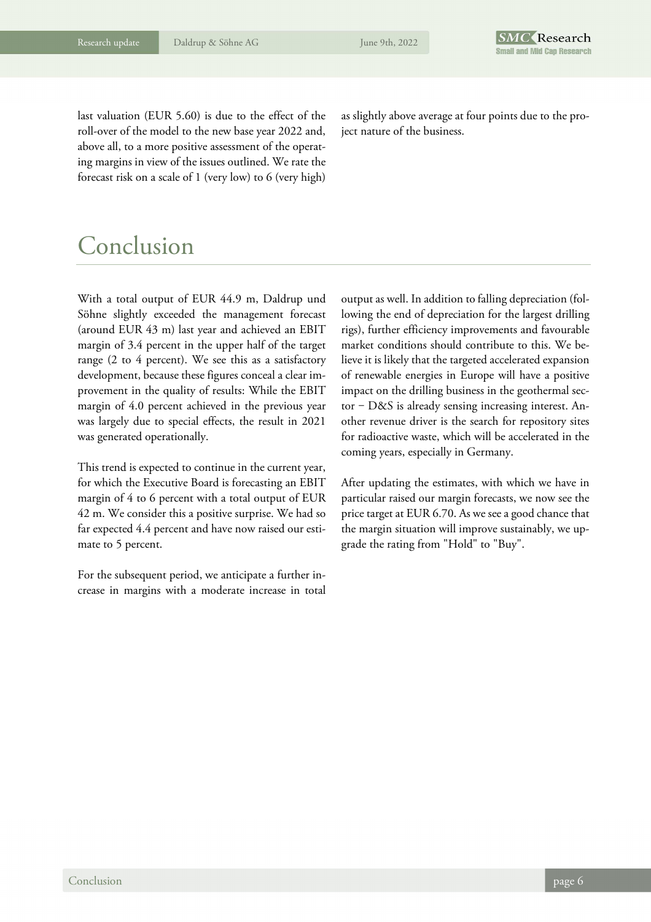last valuation (EUR 5.60) is due to the effect of the roll-over of the model to the new base year 2022 and, above all, to a more positive assessment of the operating margins in view of the issues outlined. We rate the forecast risk on a scale of 1 (very low) to 6 (very high) as slightly above average at four points due to the project nature of the business.

# Conclusion

With a total output of EUR 44.9 m, Daldrup und Söhne slightly exceeded the management forecast (around EUR 43 m) last year and achieved an EBIT margin of 3.4 percent in the upper half of the target range (2 to 4 percent). We see this as a satisfactory development, because these figures conceal a clear improvement in the quality of results: While the EBIT margin of 4.0 percent achieved in the previous year was largely due to special effects, the result in 2021 was generated operationally.

This trend is expected to continue in the current year, for which the Executive Board is forecasting an EBIT margin of 4 to 6 percent with a total output of EUR 42 m. We consider this a positive surprise. We had so far expected 4.4 percent and have now raised our estimate to 5 percent.

For the subsequent period, we anticipate a further increase in margins with a moderate increase in total output as well. In addition to falling depreciation (following the end of depreciation for the largest drilling rigs), further efficiency improvements and favourable market conditions should contribute to this. We believe it is likely that the targeted accelerated expansion of renewable energies in Europe will have a positive impact on the drilling business in the geothermal sector – D&S is already sensing increasing interest. Another revenue driver is the search for repository sites for radioactive waste, which will be accelerated in the coming years, especially in Germany.

After updating the estimates, with which we have in particular raised our margin forecasts, we now see the price target at EUR 6.70. As we see a good chance that the margin situation will improve sustainably, we upgrade the rating from "Hold" to "Buy".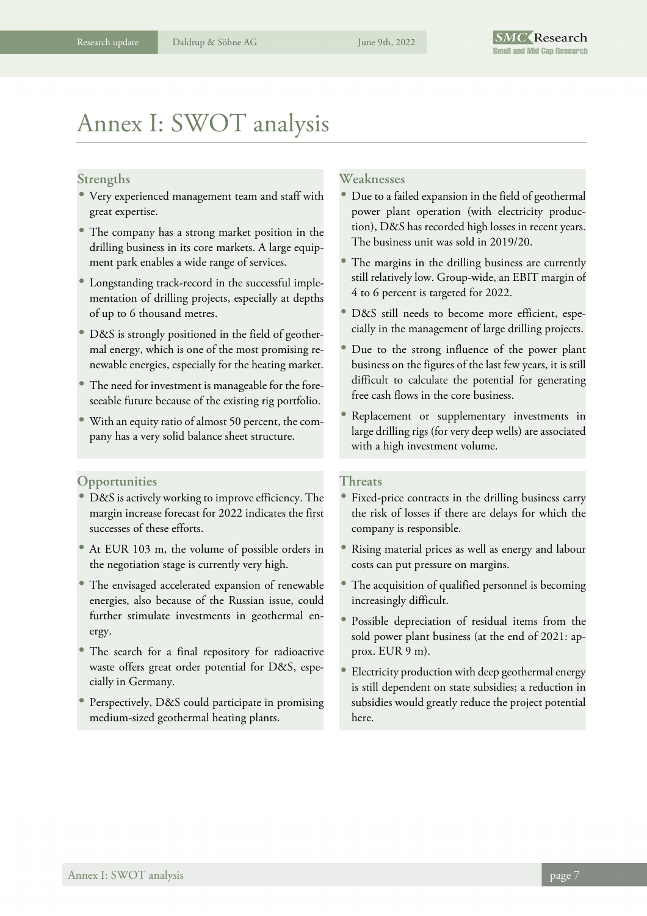# Annex I: SWOT analysis

## Strengths

- Very experienced management team and staff with great expertise.
- The company has a strong market position in the drilling business in its core markets. A large equipment park enables a wide range of services.
- Longstanding track-record in the successful implementation of drilling projects, especially at depths of up to 6 thousand metres.
- D&S is strongly positioned in the field of geothermal energy, which is one of the most promising renewable energies, especially for the heating market.
- The need for investment is manageable for the foreseeable future because of the existing rig portfolio.
- With an equity ratio of almost 50 percent, the company has a very solid balance sheet structure.

## Weaknesses

- Due to a failed expansion in the field of geothermal power plant operation (with electricity production), D&S has recorded high losses in recent years. The business unit was sold in 2019/20.
- The margins in the drilling business are currently still relatively low. Group-wide, an EBIT margin of 4 to 6 percent is targeted for 2022.
- D&S still needs to become more efficient, especially in the management of large drilling projects.
- Due to the strong influence of the power plant business on the figures of the last few years, it is still difficult to calculate the potential for generating free cash flows in the core business.
- Replacement or supplementary investments in large drilling rigs (for very deep wells) are associated with a high investment volume.

## Opportunities

- D&S is actively working to improve efficiency. The margin increase forecast for 2022 indicates the first successes of these efforts.
- At EUR 103 m, the volume of possible orders in the negotiation stage is currently very high.
- The envisaged accelerated expansion of renewable energies, also because of the Russian issue, could further stimulate investments in geothermal energy.
- The search for a final repository for radioactive waste offers great order potential for D&S, especially in Germany.
- Perspectively, D&S could participate in promising medium-sized geothermal heating plants.

## Threats

- Fixed-price contracts in the drilling business carry the risk of losses if there are delays for which the company is responsible.
- Rising material prices as well as energy and labour costs can put pressure on margins.
- The acquisition of qualified personnel is becoming increasingly difficult.
- Possible depreciation of residual items from the sold power plant business (at the end of 2021: approx. EUR 9 m).
- Electricity production with deep geothermal energy is still dependent on state subsidies; a reduction in subsidies would greatly reduce the project potential here.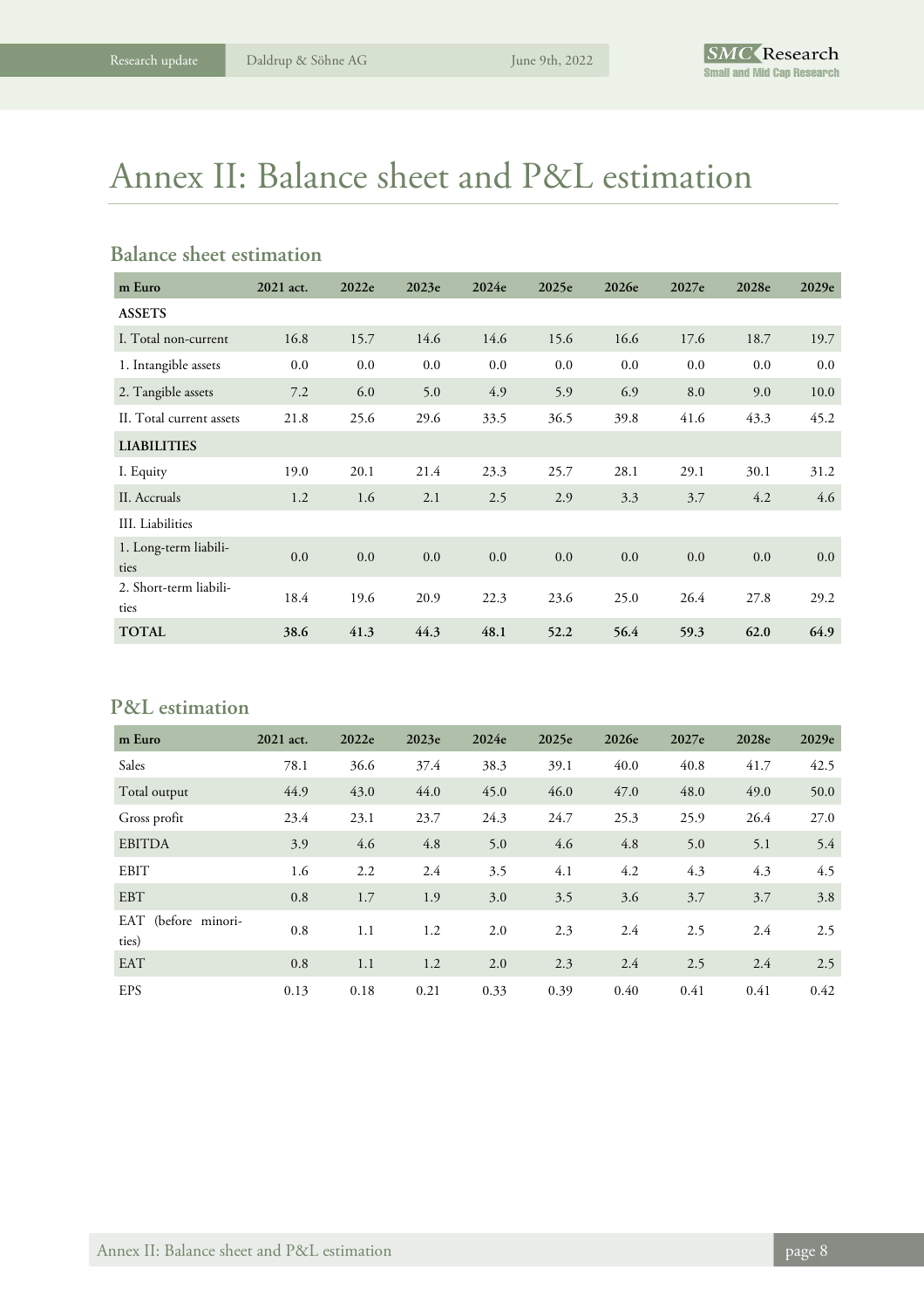# Annex II: Balance sheet and P&L estimation

## Balance sheet estimation

| m Euro | 2021 act. | 2022e | 2023e | 2024e | 2025e | 2026e | 2027e | 2028e | 2029e |
|---|---|---|---|---|---|---|---|---|---|
| **ASSETS** | | | | | | | | | |
| I. Total non-current | 16.8 | 15.7 | 14.6 | 14.6 | 15.6 | 16.6 | 17.6 | 18.7 | 19.7 |
| 1. Intangible assets | 0.0 | 0.0 | 0.0 | 0.0 | 0.0 | 0.0 | 0.0 | 0.0 | 0.0 |
| 2. Tangible assets | 7.2 | 6.0 | 5.0 | 4.9 | 5.9 | 6.9 | 8.0 | 9.0 | 10.0 |
| II. Total current assets | 21.8 | 25.6 | 29.6 | 33.5 | 36.5 | 39.8 | 41.6 | 43.3 | 45.2 |
| **LIABILITIES** | | | | | | | | | |
| I. Equity | 19.0 | 20.1 | 21.4 | 23.3 | 25.7 | 28.1 | 29.1 | 30.1 | 31.2 |
| II. Accruals | 1.2 | 1.6 | 2.1 | 2.5 | 2.9 | 3.3 | 3.7 | 4.2 | 4.6 |
| III. Liabilities | | | | | | | | | |
| 1. Long-term liabilities | 0.0 | 0.0 | 0.0 | 0.0 | 0.0 | 0.0 | 0.0 | 0.0 | 0.0 |
| 2. Short-term liabilities | 18.4 | 19.6 | 20.9 | 22.3 | 23.6 | 25.0 | 26.4 | 27.8 | 29.2 |
| **TOTAL** | **38.6** | **41.3** | **44.3** | **48.1** | **52.2** | **56.4** | **59.3** | **62.0** | **64.9** |

## P&L estimation

| m Euro | 2021 act. | 2022e | 2023e | 2024e | 2025e | 2026e | 2027e | 2028e | 2029e |
|---|---|---|---|---|---|---|---|---|---|
| Sales | 78.1 | 36.6 | 37.4 | 38.3 | 39.1 | 40.0 | 40.8 | 41.7 | 42.5 |
| Total output | 44.9 | 43.0 | 44.0 | 45.0 | 46.0 | 47.0 | 48.0 | 49.0 | 50.0 |
| Gross profit | 23.4 | 23.1 | 23.7 | 24.3 | 24.7 | 25.3 | 25.9 | 26.4 | 27.0 |
| EBITDA | 3.9 | 4.6 | 4.8 | 5.0 | 4.6 | 4.8 | 5.0 | 5.1 | 5.4 |
| EBIT | 1.6 | 2.2 | 2.4 | 3.5 | 4.1 | 4.2 | 4.3 | 4.3 | 4.5 |
| EBT | 0.8 | 1.7 | 1.9 | 3.0 | 3.5 | 3.6 | 3.7 | 3.7 | 3.8 |
| EAT (before minorities) | 0.8 | 1.1 | 1.2 | 2.0 | 2.3 | 2.4 | 2.5 | 2.4 | 2.5 |
| EAT | 0.8 | 1.1 | 1.2 | 2.0 | 2.3 | 2.4 | 2.5 | 2.4 | 2.5 |
| EPS | 0.13 | 0.18 | 0.21 | 0.33 | 0.39 | 0.40 | 0.41 | 0.41 | 0.42 |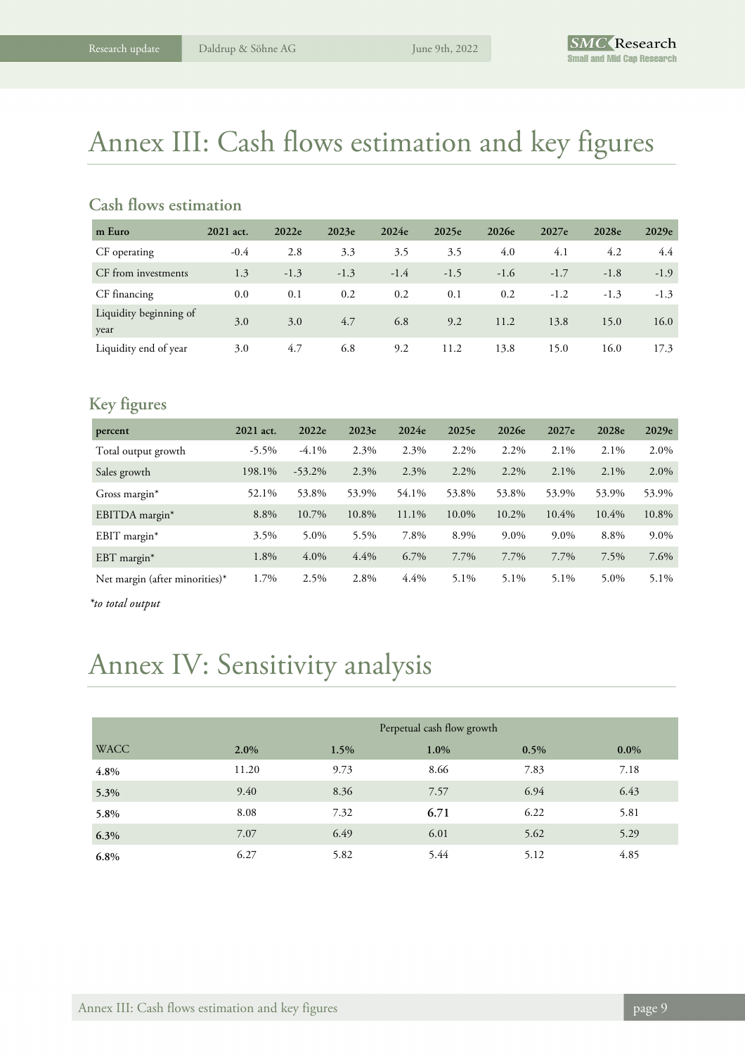# Annex III: Cash flows estimation and key figures

## Cash flows estimation

| m Euro | 2021 act. | 2022e | 2023e | 2024e | 2025e | 2026e | 2027e | 2028e | 2029e |
|---|---|---|---|---|---|---|---|---|---|
| CF operating | -0.4 | 2.8 | 3.3 | 3.5 | 3.5 | 4.0 | 4.1 | 4.2 | 4.4 |
| CF from investments | 1.3 | -1.3 | -1.3 | -1.4 | -1.5 | -1.6 | -1.7 | -1.8 | -1.9 |
| CF financing | 0.0 | 0.1 | 0.2 | 0.2 | 0.1 | 0.2 | -1.2 | -1.3 | -1.3 |
| Liquidity beginning of year | 3.0 | 3.0 | 4.7 | 6.8 | 9.2 | 11.2 | 13.8 | 15.0 | 16.0 |
| Liquidity end of year | 3.0 | 4.7 | 6.8 | 9.2 | 11.2 | 13.8 | 15.0 | 16.0 | 17.3 |

## Key figures

| percent | 2021 act. | 2022e | 2023e | 2024e | 2025e | 2026e | 2027e | 2028e | 2029e |
|---|---|---|---|---|---|---|---|---|---|
| Total output growth | -5.5% | -4.1% | 2.3% | 2.3% | 2.2% | 2.2% | 2.1% | 2.1% | 2.0% |
| Sales growth | 198.1% | -53.2% | 2.3% | 2.3% | 2.2% | 2.2% | 2.1% | 2.1% | 2.0% |
| Gross margin* | 52.1% | 53.8% | 53.9% | 54.1% | 53.8% | 53.8% | 53.9% | 53.9% | 53.9% |
| EBITDA margin* | 8.8% | 10.7% | 10.8% | 11.1% | 10.0% | 10.2% | 10.4% | 10.4% | 10.8% |
| EBIT margin* | 3.5% | 5.0% | 5.5% | 7.8% | 8.9% | 9.0% | 9.0% | 8.8% | 9.0% |
| EBT margin* | 1.8% | 4.0% | 4.4% | 6.7% | 7.7% | 7.7% | 7.7% | 7.5% | 7.6% |
| Net margin (after minorities)* | 1.7% | 2.5% | 2.8% | 4.4% | 5.1% | 5.1% | 5.1% | 5.0% | 5.1% |

*\*to total output*

# Annex IV: Sensitivity analysis

| | Perpetual cash flow growth | | | | |
|---|---|---|---|---|---|
| WACC | **2.0%** | **1.5%** | **1.0%** | **0.5%** | **0.0%** |
| **4.8%** | 11.20 | 9.73 | 8.66 | 7.83 | 7.18 |
| **5.3%** | 9.40 | 8.36 | 7.57 | 6.94 | 6.43 |
| **5.8%** | 8.08 | 7.32 | **6.71** | 6.22 | 5.81 |
| **6.3%** | 7.07 | 6.49 | 6.01 | 5.62 | 5.29 |
| **6.8%** | 6.27 | 5.82 | 5.44 | 5.12 | 4.85 |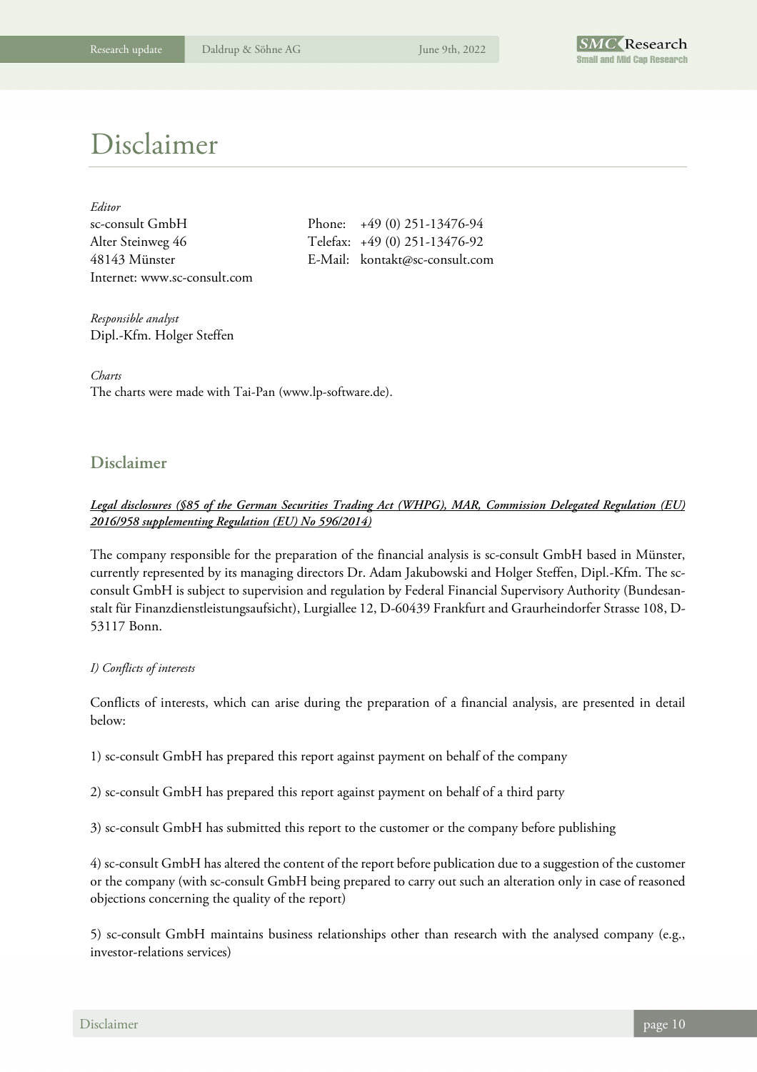# Disclaimer

*Editor*
sc-consult GmbH
Alter Steinweg 46
48143 Münster
Internet: www.sc-consult.com

Phone: +49 (0) 251-13476-94
Telefax: +49 (0) 251-13476-92
E-Mail: kontakt@sc-consult.com

*Responsible analyst*
Dipl.-Kfm. Holger Steffen

*Charts*
The charts were made with Tai-Pan (www.lp-software.de).

## Disclaimer

***Legal disclosures (§85 of the German Securities Trading Act (WHPG), MAR, Commission Delegated Regulation (EU) 2016/958 supplementing Regulation (EU) No 596/2014)***

The company responsible for the preparation of the financial analysis is sc-consult GmbH based in Münster, currently represented by its managing directors Dr. Adam Jakubowski and Holger Steffen, Dipl.-Kfm. The sc-consult GmbH is subject to supervision and regulation by Federal Financial Supervisory Authority (Bundesanstalt für Finanzdienstleistungsaufsicht), Lurgiallee 12, D-60439 Frankfurt and Graurheindorfer Strasse 108, D-53117 Bonn.

*I) Conflicts of interests*

Conflicts of interests, which can arise during the preparation of a financial analysis, are presented in detail below:

1) sc-consult GmbH has prepared this report against payment on behalf of the company

2) sc-consult GmbH has prepared this report against payment on behalf of a third party

3) sc-consult GmbH has submitted this report to the customer or the company before publishing

4) sc-consult GmbH has altered the content of the report before publication due to a suggestion of the customer or the company (with sc-consult GmbH being prepared to carry out such an alteration only in case of reasoned objections concerning the quality of the report)

5) sc-consult GmbH maintains business relationships other than research with the analysed company (e.g., investor-relations services)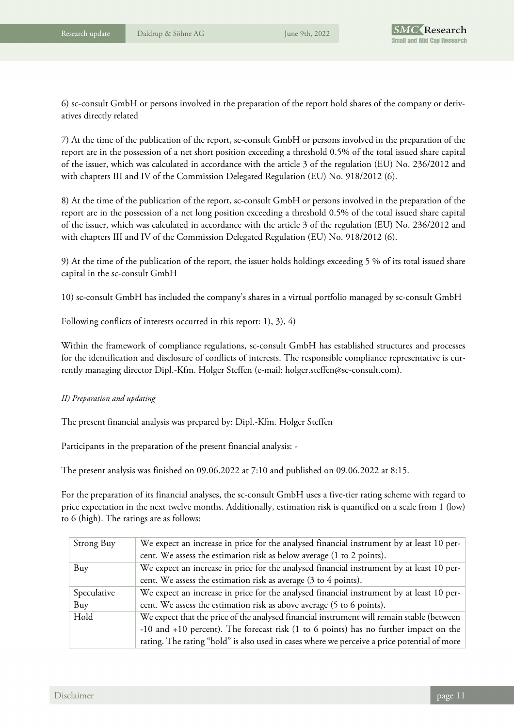6) sc-consult GmbH or persons involved in the preparation of the report hold shares of the company or derivatives directly related

7) At the time of the publication of the report, sc-consult GmbH or persons involved in the preparation of the report are in the possession of a net short position exceeding a threshold 0.5% of the total issued share capital of the issuer, which was calculated in accordance with the article 3 of the regulation (EU) No. 236/2012 and with chapters III and IV of the Commission Delegated Regulation (EU) No. 918/2012 (6).

8) At the time of the publication of the report, sc-consult GmbH or persons involved in the preparation of the report are in the possession of a net long position exceeding a threshold 0.5% of the total issued share capital of the issuer, which was calculated in accordance with the article 3 of the regulation (EU) No. 236/2012 and with chapters III and IV of the Commission Delegated Regulation (EU) No. 918/2012 (6).

9) At the time of the publication of the report, the issuer holds holdings exceeding 5 % of its total issued share capital in the sc-consult GmbH

10) sc-consult GmbH has included the company's shares in a virtual portfolio managed by sc-consult GmbH

Following conflicts of interests occurred in this report: 1), 3), 4)

Within the framework of compliance regulations, sc-consult GmbH has established structures and processes for the identification and disclosure of conflicts of interests. The responsible compliance representative is currently managing director Dipl.-Kfm. Holger Steffen (e-mail: holger.steffen@sc-consult.com).

*II) Preparation and updating*

The present financial analysis was prepared by: Dipl.-Kfm. Holger Steffen

Participants in the preparation of the present financial analysis: -

The present analysis was finished on 09.06.2022 at 7:10 and published on 09.06.2022 at 8:15.

For the preparation of its financial analyses, the sc-consult GmbH uses a five-tier rating scheme with regard to price expectation in the next twelve months. Additionally, estimation risk is quantified on a scale from 1 (low) to 6 (high). The ratings are as follows:

| | |
|---|---|
| Strong Buy | We expect an increase in price for the analysed financial instrument by at least 10 percent. We assess the estimation risk as below average (1 to 2 points). |
| Buy | We expect an increase in price for the analysed financial instrument by at least 10 percent. We assess the estimation risk as average (3 to 4 points). |
| Speculative Buy | We expect an increase in price for the analysed financial instrument by at least 10 percent. We assess the estimation risk as above average (5 to 6 points). |
| Hold | We expect that the price of the analysed financial instrument will remain stable (between -10 and +10 percent). The forecast risk (1 to 6 points) has no further impact on the rating. The rating "hold" is also used in cases where we perceive a price potential of more |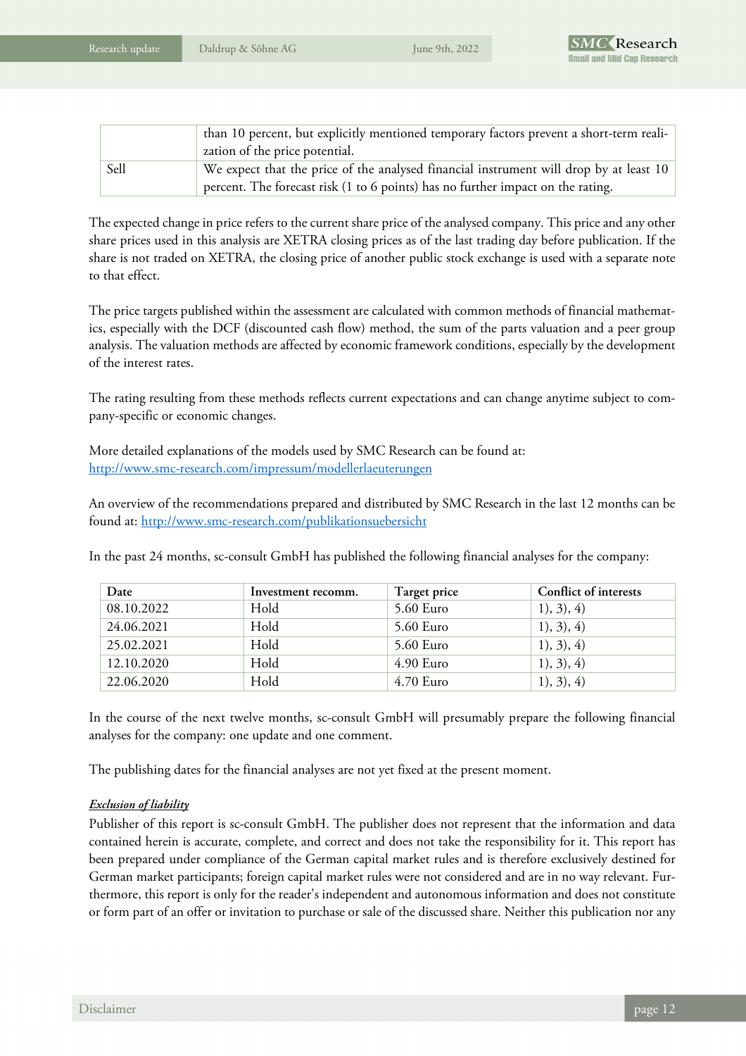| | |
|---|---|
| | than 10 percent, but explicitly mentioned temporary factors prevent a short-term realization of the price potential. |
| Sell | We expect that the price of the analysed financial instrument will drop by at least 10 percent. The forecast risk (1 to 6 points) has no further impact on the rating. |

The expected change in price refers to the current share price of the analysed company. This price and any other share prices used in this analysis are XETRA closing prices as of the last trading day before publication. If the share is not traded on XETRA, the closing price of another public stock exchange is used with a separate note to that effect.

The price targets published within the assessment are calculated with common methods of financial mathematics, especially with the DCF (discounted cash flow) method, the sum of the parts valuation and a peer group analysis. The valuation methods are affected by economic framework conditions, especially by the development of the interest rates.

The rating resulting from these methods reflects current expectations and can change anytime subject to company-specific or economic changes.

More detailed explanations of the models used by SMC Research can be found at:
http://www.smc-research.com/impressum/modellerlaeuterungen

An overview of the recommendations prepared and distributed by SMC Research in the last 12 months can be found at: http://www.smc-research.com/publikationsuebersicht

In the past 24 months, sc-consult GmbH has published the following financial analyses for the company:

| Date | Investment recomm. | Target price | Conflict of interests |
|---|---|---|---|
| 08.10.2022 | Hold | 5.60 Euro | 1), 3), 4) |
| 24.06.2021 | Hold | 5.60 Euro | 1), 3), 4) |
| 25.02.2021 | Hold | 5.60 Euro | 1), 3), 4) |
| 12.10.2020 | Hold | 4.90 Euro | 1), 3), 4) |
| 22.06.2020 | Hold | 4.70 Euro | 1), 3), 4) |

In the course of the next twelve months, sc-consult GmbH will presumably prepare the following financial analyses for the company: one update and one comment.

The publishing dates for the financial analyses are not yet fixed at the present moment.

***Exclusion of liability***

Publisher of this report is sc-consult GmbH. The publisher does not represent that the information and data contained herein is accurate, complete, and correct and does not take the responsibility for it. This report has been prepared under compliance of the German capital market rules and is therefore exclusively destined for German market participants; foreign capital market rules were not considered and are in no way relevant. Furthermore, this report is only for the reader's independent and autonomous information and does not constitute or form part of an offer or invitation to purchase or sale of the discussed share. Neither this publication nor any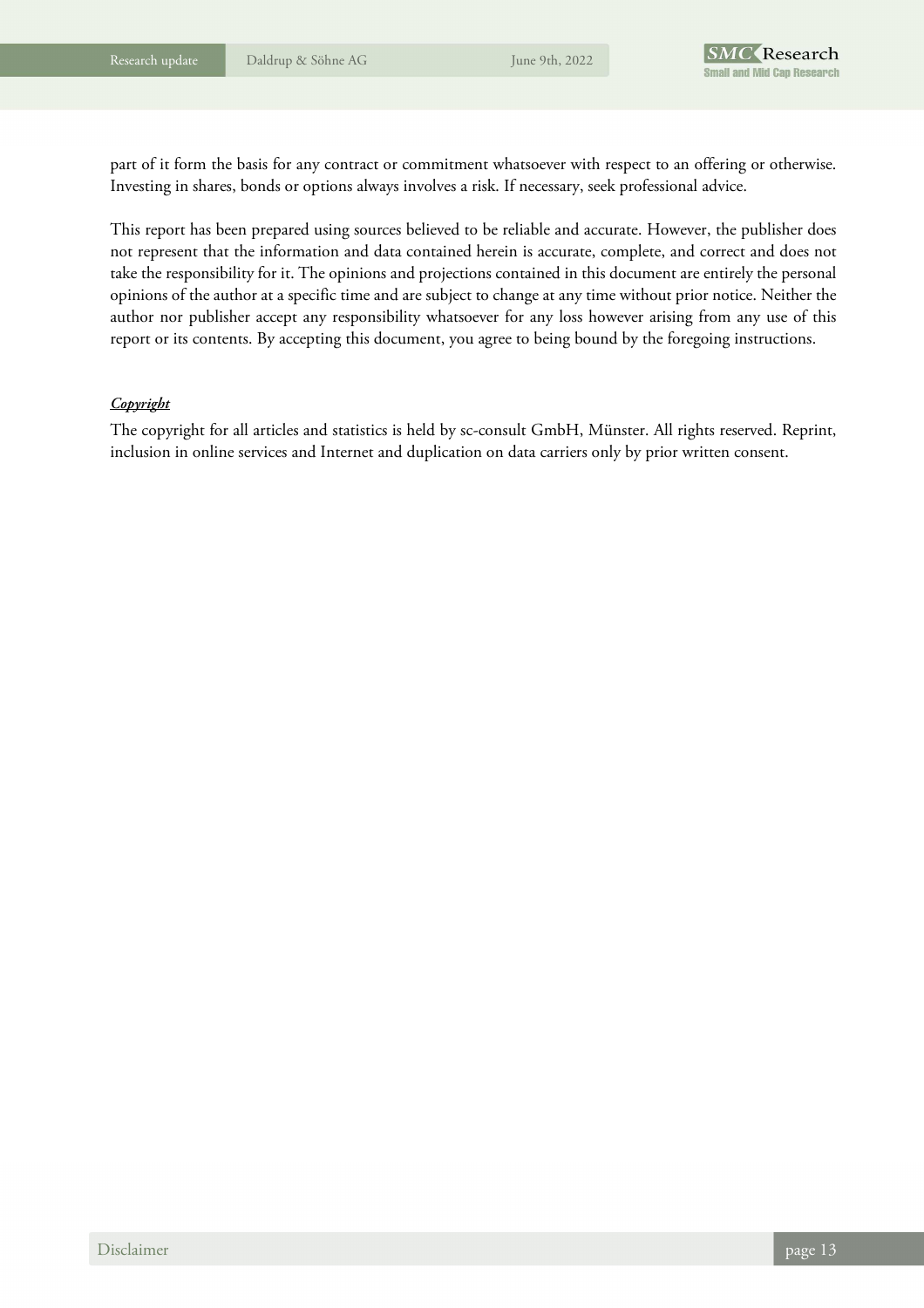part of it form the basis for any contract or commitment whatsoever with respect to an offering or otherwise. Investing in shares, bonds or options always involves a risk. If necessary, seek professional advice.

This report has been prepared using sources believed to be reliable and accurate. However, the publisher does not represent that the information and data contained herein is accurate, complete, and correct and does not take the responsibility for it. The opinions and projections contained in this document are entirely the personal opinions of the author at a specific time and are subject to change at any time without prior notice. Neither the author nor publisher accept any responsibility whatsoever for any loss however arising from any use of this report or its contents. By accepting this document, you agree to being bound by the foregoing instructions.

***Copyright***

The copyright for all articles and statistics is held by sc-consult GmbH, Münster. All rights reserved. Reprint, inclusion in online services and Internet and duplication on data carriers only by prior written consent.